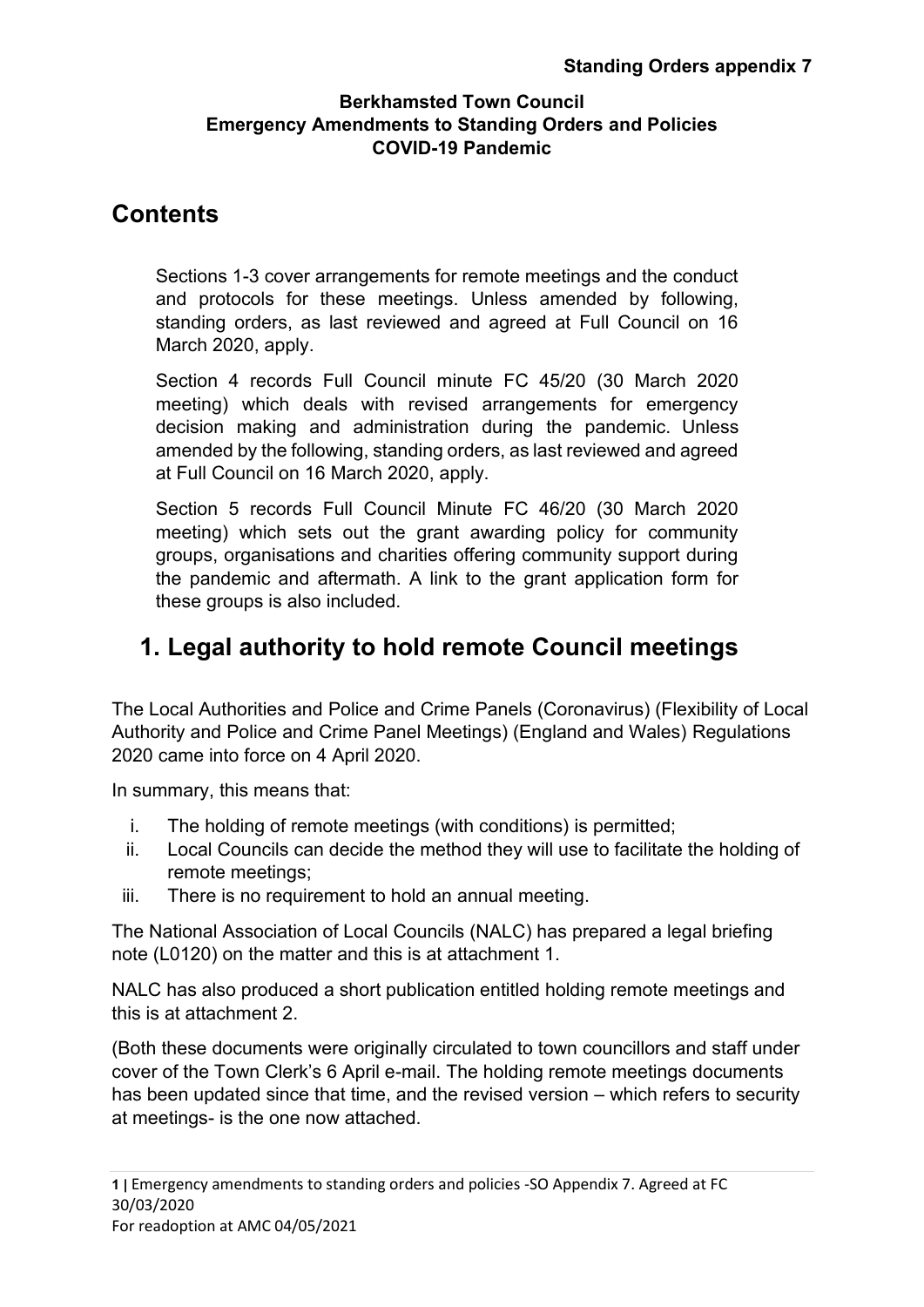**Standing Orders appendix 7**

**Berkhamsted Town Council**
**Emergency Amendments to Standing Orders and Policies**
**COVID-19 Pandemic**

# Contents

Sections 1-3 cover arrangements for remote meetings and the conduct and protocols for these meetings. Unless amended by following, standing orders, as last reviewed and agreed at Full Council on 16 March 2020, apply.

Section 4 records Full Council minute FC 45/20 (30 March 2020 meeting) which deals with revised arrangements for emergency decision making and administration during the pandemic. Unless amended by the following, standing orders, as last reviewed and agreed at Full Council on 16 March 2020, apply.

Section 5 records Full Council Minute FC 46/20 (30 March 2020 meeting) which sets out the grant awarding policy for community groups, organisations and charities offering community support during the pandemic and aftermath. A link to the grant application form for these groups is also included.

## 1. Legal authority to hold remote Council meetings

The Local Authorities and Police and Crime Panels (Coronavirus) (Flexibility of Local Authority and Police and Crime Panel Meetings) (England and Wales) Regulations 2020 came into force on 4 April 2020.

In summary, this means that:

i. The holding of remote meetings (with conditions) is permitted;
ii. Local Councils can decide the method they will use to facilitate the holding of remote meetings;
iii. There is no requirement to hold an annual meeting.

The National Association of Local Councils (NALC) has prepared a legal briefing note (L0120) on the matter and this is at attachment 1.

NALC has also produced a short publication entitled holding remote meetings and this is at attachment 2.

(Both these documents were originally circulated to town councillors and staff under cover of the Town Clerk's 6 April e-mail. The holding remote meetings documents has been updated since that time, and the revised version – which refers to security at meetings- is the one now attached.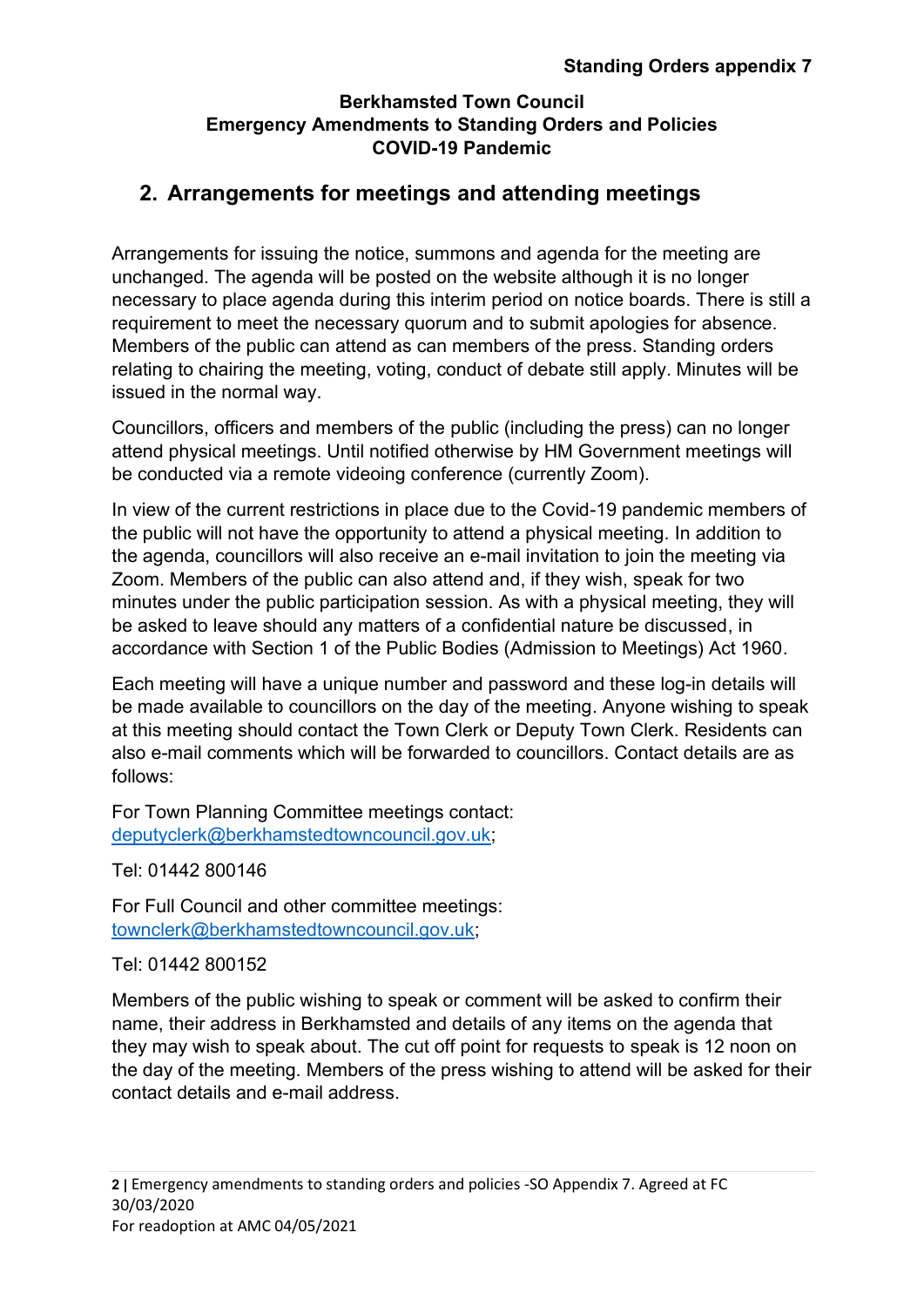**Standing Orders appendix 7**

**Berkhamsted Town Council**
**Emergency Amendments to Standing Orders and Policies**
**COVID-19 Pandemic**

## 2. Arrangements for meetings and attending meetings

Arrangements for issuing the notice, summons and agenda for the meeting are unchanged. The agenda will be posted on the website although it is no longer necessary to place agenda during this interim period on notice boards. There is still a requirement to meet the necessary quorum and to submit apologies for absence. Members of the public can attend as can members of the press. Standing orders relating to chairing the meeting, voting, conduct of debate still apply. Minutes will be issued in the normal way.

Councillors, officers and members of the public (including the press) can no longer attend physical meetings. Until notified otherwise by HM Government meetings will be conducted via a remote videoing conference (currently Zoom).

In view of the current restrictions in place due to the Covid-19 pandemic members of the public will not have the opportunity to attend a physical meeting. In addition to the agenda, councillors will also receive an e-mail invitation to join the meeting via Zoom. Members of the public can also attend and, if they wish, speak for two minutes under the public participation session. As with a physical meeting, they will be asked to leave should any matters of a confidential nature be discussed, in accordance with Section 1 of the Public Bodies (Admission to Meetings) Act 1960.

Each meeting will have a unique number and password and these log-in details will be made available to councillors on the day of the meeting. Anyone wishing to speak at this meeting should contact the Town Clerk or Deputy Town Clerk. Residents can also e-mail comments which will be forwarded to councillors. Contact details are as follows:

For Town Planning Committee meetings contact:
deputyclerk@berkhamstedtowncouncil.gov.uk;

Tel: 01442 800146

For Full Council and other committee meetings:
townclerk@berkhamstedtowncouncil.gov.uk;

Tel: 01442 800152

Members of the public wishing to speak or comment will be asked to confirm their name, their address in Berkhamsted and details of any items on the agenda that they may wish to speak about. The cut off point for requests to speak is 12 noon on the day of the meeting. Members of the press wishing to attend will be asked for their contact details and e-mail address.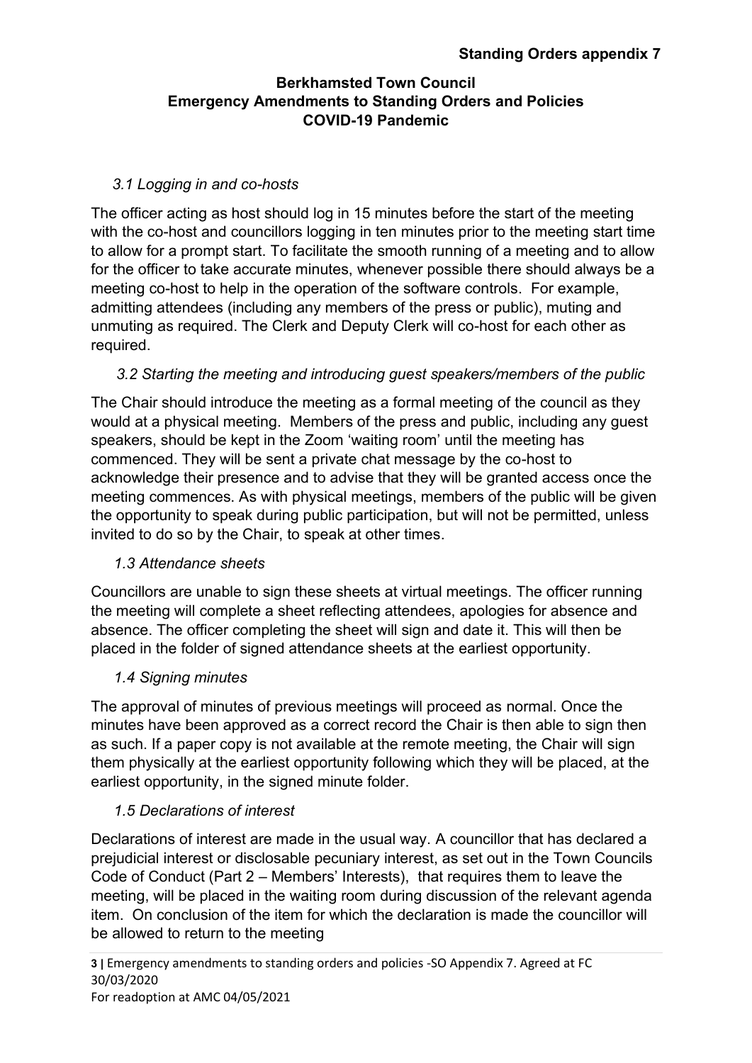**Standing Orders appendix 7**

**Berkhamsted Town Council**
**Emergency Amendments to Standing Orders and Policies**
**COVID-19 Pandemic**

*3.1 Logging in and co-hosts*

The officer acting as host should log in 15 minutes before the start of the meeting with the co-host and councillors logging in ten minutes prior to the meeting start time to allow for a prompt start. To facilitate the smooth running of a meeting and to allow for the officer to take accurate minutes, whenever possible there should always be a meeting co-host to help in the operation of the software controls. For example, admitting attendees (including any members of the press or public), muting and unmuting as required. The Clerk and Deputy Clerk will co-host for each other as required.

*3.2 Starting the meeting and introducing guest speakers/members of the public*

The Chair should introduce the meeting as a formal meeting of the council as they would at a physical meeting. Members of the press and public, including any guest speakers, should be kept in the Zoom 'waiting room' until the meeting has commenced. They will be sent a private chat message by the co-host to acknowledge their presence and to advise that they will be granted access once the meeting commences. As with physical meetings, members of the public will be given the opportunity to speak during public participation, but will not be permitted, unless invited to do so by the Chair, to speak at other times.

*1.3 Attendance sheets*

Councillors are unable to sign these sheets at virtual meetings. The officer running the meeting will complete a sheet reflecting attendees, apologies for absence and absence. The officer completing the sheet will sign and date it. This will then be placed in the folder of signed attendance sheets at the earliest opportunity.

*1.4 Signing minutes*

The approval of minutes of previous meetings will proceed as normal. Once the minutes have been approved as a correct record the Chair is then able to sign then as such. If a paper copy is not available at the remote meeting, the Chair will sign them physically at the earliest opportunity following which they will be placed, at the earliest opportunity, in the signed minute folder.

*1.5 Declarations of interest*

Declarations of interest are made in the usual way. A councillor that has declared a prejudicial interest or disclosable pecuniary interest, as set out in the Town Councils Code of Conduct (Part 2 – Members' Interests), that requires them to leave the meeting, will be placed in the waiting room during discussion of the relevant agenda item. On conclusion of the item for which the declaration is made the councillor will be allowed to return to the meeting

Emergency amendments to standing orders and policies -SO Appendix 7. Agreed at FC 30/03/2020
For readoption at AMC 04/05/2021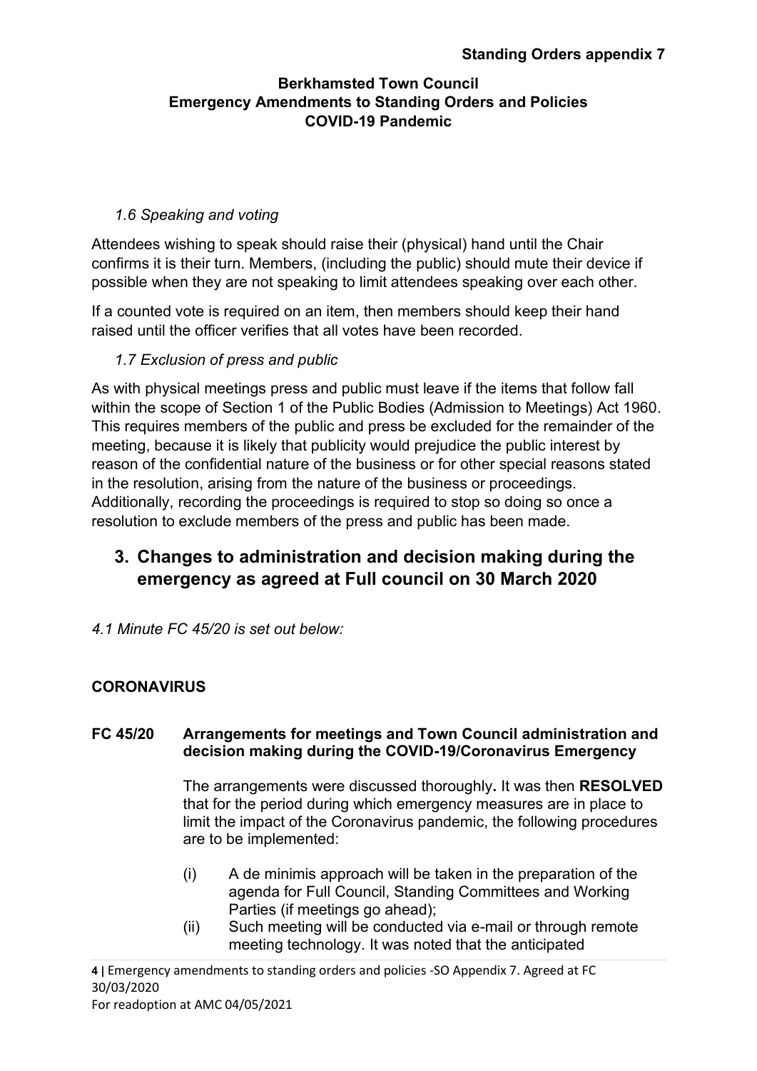*1.6 Speaking and voting*

Attendees wishing to speak should raise their (physical) hand until the Chair confirms it is their turn. Members, (including the public) should mute their device if possible when they are not speaking to limit attendees speaking over each other.

If a counted vote is required on an item, then members should keep their hand raised until the officer verifies that all votes have been recorded.

*1.7 Exclusion of press and public*

As with physical meetings press and public must leave if the items that follow fall within the scope of Section 1 of the Public Bodies (Admission to Meetings) Act 1960. This requires members of the public and press be excluded for the remainder of the meeting, because it is likely that publicity would prejudice the public interest by reason of the confidential nature of the business or for other special reasons stated in the resolution, arising from the nature of the business or proceedings. Additionally, recording the proceedings is required to stop so doing so once a resolution to exclude members of the press and public has been made.

## 3. Changes to administration and decision making during the emergency as agreed at Full council on 30 March 2020

*4.1 Minute FC 45/20 is set out below:*

**CORONAVIRUS**

**FC 45/20 Arrangements for meetings and Town Council administration and decision making during the COVID-19/Coronavirus Emergency**

The arrangements were discussed thoroughly**.** It was then **RESOLVED** that for the period during which emergency measures are in place to limit the impact of the Coronavirus pandemic, the following procedures are to be implemented:

(i) A de minimis approach will be taken in the preparation of the agenda for Full Council, Standing Committees and Working Parties (if meetings go ahead);

(ii) Such meeting will be conducted via e-mail or through remote meeting technology. It was noted that the anticipated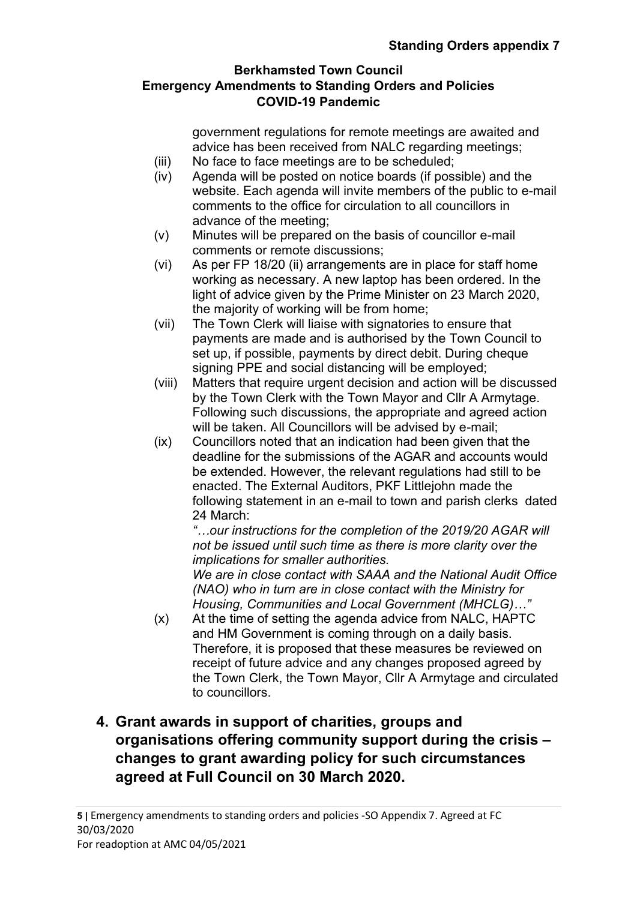government regulations for remote meetings are awaited and advice has been received from NALC regarding meetings;

(iii) No face to face meetings are to be scheduled;

(iv) Agenda will be posted on notice boards (if possible) and the website. Each agenda will invite members of the public to e-mail comments to the office for circulation to all councillors in advance of the meeting;

(v) Minutes will be prepared on the basis of councillor e-mail comments or remote discussions;

(vi) As per FP 18/20 (ii) arrangements are in place for staff home working as necessary. A new laptop has been ordered. In the light of advice given by the Prime Minister on 23 March 2020, the majority of working will be from home;

(vii) The Town Clerk will liaise with signatories to ensure that payments are made and is authorised by the Town Council to set up, if possible, payments by direct debit. During cheque signing PPE and social distancing will be employed;

(viii) Matters that require urgent decision and action will be discussed by the Town Clerk with the Town Mayor and Cllr A Armytage. Following such discussions, the appropriate and agreed action will be taken. All Councillors will be advised by e-mail;

(ix) Councillors noted that an indication had been given that the deadline for the submissions of the AGAR and accounts would be extended. However, the relevant regulations had still to be enacted. The External Auditors, PKF Littlejohn made the following statement in an e-mail to town and parish clerks dated 24 March:

*"…our instructions for the completion of the 2019/20 AGAR will not be issued until such time as there is more clarity over the implications for smaller authorities.*
*We are in close contact with SAAA and the National Audit Office (NAO) who in turn are in close contact with the Ministry for Housing, Communities and Local Government (MHCLG)…"*

(x) At the time of setting the agenda advice from NALC, HAPTC and HM Government is coming through on a daily basis. Therefore, it is proposed that these measures be reviewed on receipt of future advice and any changes proposed agreed by the Town Clerk, the Town Mayor, Cllr A Armytage and circulated to councillors.

## 4. Grant awards in support of charities, groups and organisations offering community support during the crisis – changes to grant awarding policy for such circumstances agreed at Full Council on 30 March 2020.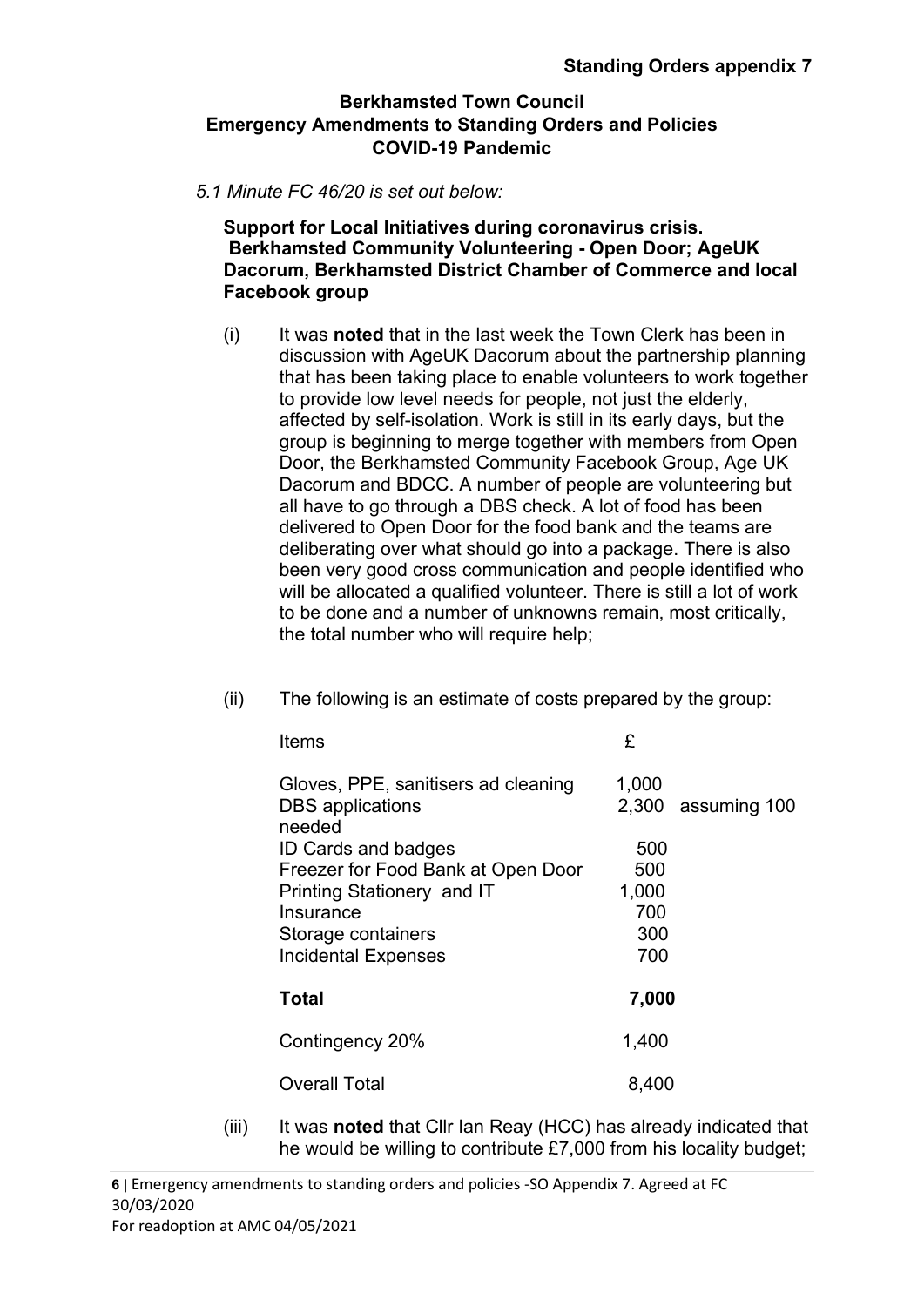**Standing Orders appendix 7**

**Berkhamsted Town Council**
**Emergency Amendments to Standing Orders and Policies**
**COVID-19 Pandemic**

*5.1 Minute FC 46/20 is set out below:*

**Support for Local Initiatives during coronavirus crisis. Berkhamsted Community Volunteering - Open Door; AgeUK Dacorum, Berkhamsted District Chamber of Commerce and local Facebook group**

(i) It was **noted** that in the last week the Town Clerk has been in discussion with AgeUK Dacorum about the partnership planning that has been taking place to enable volunteers to work together to provide low level needs for people, not just the elderly, affected by self-isolation. Work is still in its early days, but the group is beginning to merge together with members from Open Door, the Berkhamsted Community Facebook Group, Age UK Dacorum and BDCC. A number of people are volunteering but all have to go through a DBS check. A lot of food has been delivered to Open Door for the food bank and the teams are deliberating over what should go into a package. There is also been very good cross communication and people identified who will be allocated a qualified volunteer. There is still a lot of work to be done and a number of unknowns remain, most critically, the total number who will require help;

(ii) The following is an estimate of costs prepared by the group:

| Items | £ | |
|---|---|---|
| Gloves, PPE, sanitisers ad cleaning | 1,000 | |
| DBS applications needed | 2,300 | assuming 100 |
| ID Cards and badges | 500 | |
| Freezer for Food Bank at Open Door | 500 | |
| Printing Stationery and IT | 1,000 | |
| Insurance | 700 | |
| Storage containers | 300 | |
| Incidental Expenses | 700 | |
| **Total** | **7,000** | |
| Contingency 20% | 1,400 | |
| Overall Total | 8,400 | |

(iii) It was **noted** that Cllr Ian Reay (HCC) has already indicated that he would be willing to contribute £7,000 from his locality budget;

Emergency amendments to standing orders and policies -SO Appendix 7. Agreed at FC 30/03/2020
For readoption at AMC 04/05/2021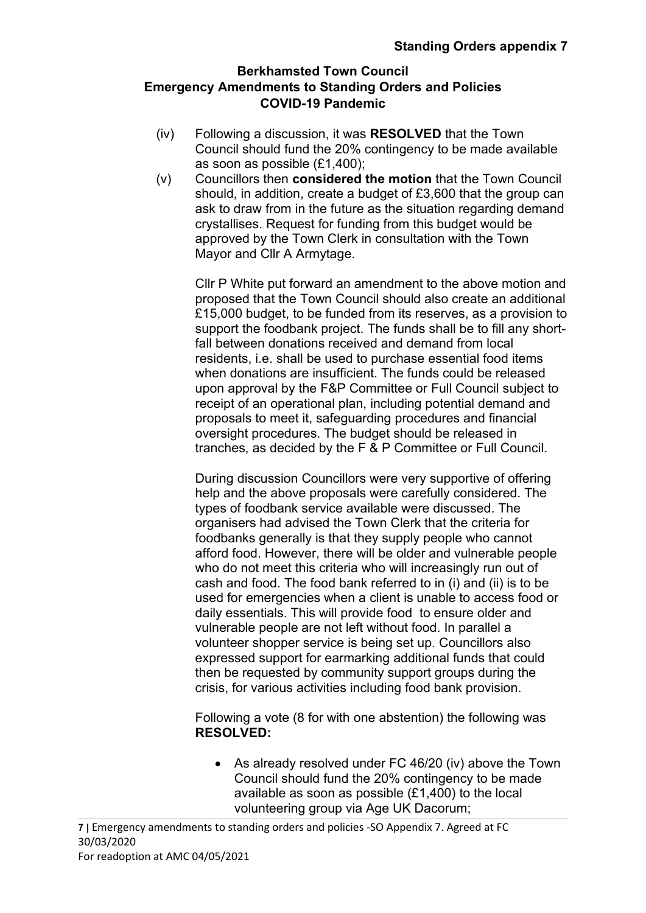**Berkhamsted Town Council**
**Emergency Amendments to Standing Orders and Policies**
**COVID-19 Pandemic**

(iv) Following a discussion, it was **RESOLVED** that the Town Council should fund the 20% contingency to be made available as soon as possible (£1,400);

(v) Councillors then **considered the motion** that the Town Council should, in addition, create a budget of £3,600 that the group can ask to draw from in the future as the situation regarding demand crystallises. Request for funding from this budget would be approved by the Town Clerk in consultation with the Town Mayor and Cllr A Armytage.

Cllr P White put forward an amendment to the above motion and proposed that the Town Council should also create an additional £15,000 budget, to be funded from its reserves, as a provision to support the foodbank project. The funds shall be to fill any short-fall between donations received and demand from local residents, i.e. shall be used to purchase essential food items when donations are insufficient. The funds could be released upon approval by the F&P Committee or Full Council subject to receipt of an operational plan, including potential demand and proposals to meet it, safeguarding procedures and financial oversight procedures. The budget should be released in tranches, as decided by the F & P Committee or Full Council.

During discussion Councillors were very supportive of offering help and the above proposals were carefully considered. The types of foodbank service available were discussed. The organisers had advised the Town Clerk that the criteria for foodbanks generally is that they supply people who cannot afford food. However, there will be older and vulnerable people who do not meet this criteria who will increasingly run out of cash and food. The food bank referred to in (i) and (ii) is to be used for emergencies when a client is unable to access food or daily essentials. This will provide food to ensure older and vulnerable people are not left without food. In parallel a volunteer shopper service is being set up. Councillors also expressed support for earmarking additional funds that could then be requested by community support groups during the crisis, for various activities including food bank provision.

Following a vote (8 for with one abstention) the following was **RESOLVED:**

- As already resolved under FC 46/20 (iv) above the Town Council should fund the 20% contingency to be made available as soon as possible (£1,400) to the local volunteering group via Age UK Dacorum;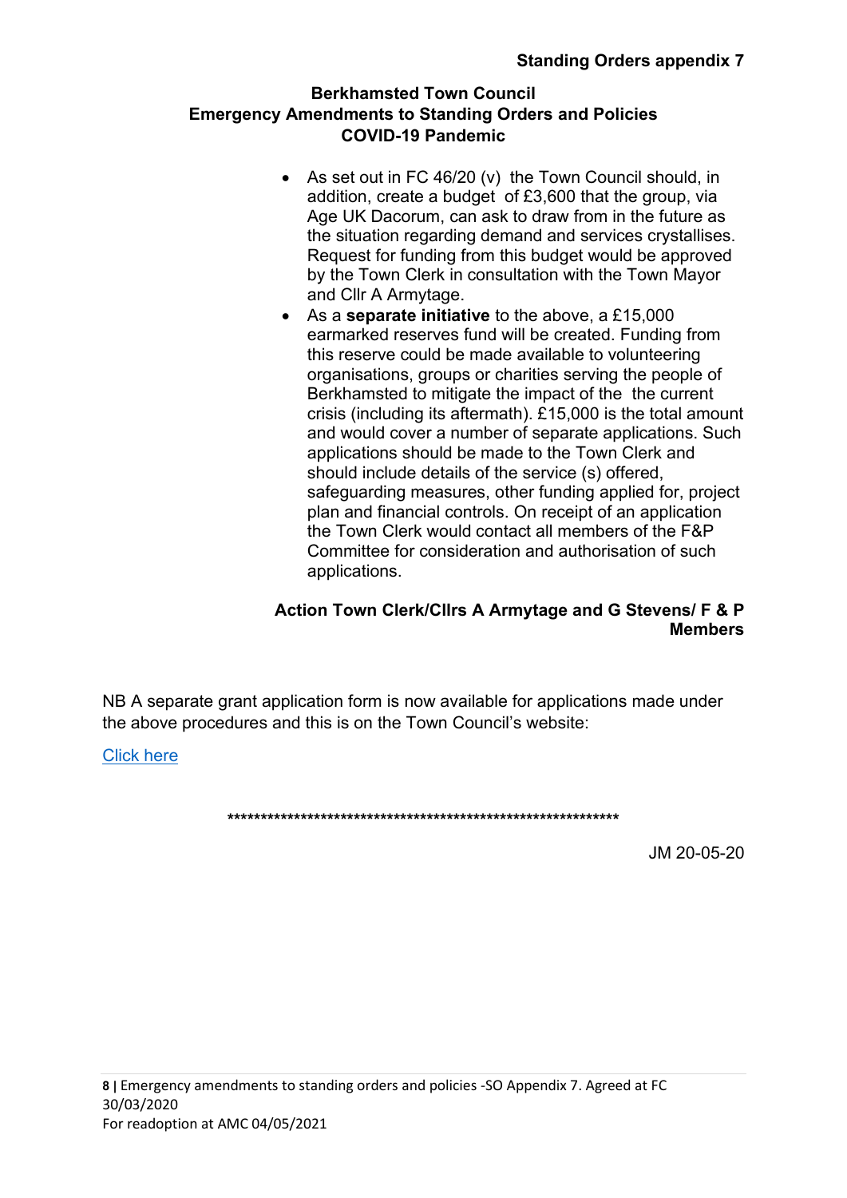Standing Orders appendix 7

**Berkhamsted Town Council**
**Emergency Amendments to Standing Orders and Policies**
**COVID-19 Pandemic**

- As set out in FC 46/20 (v) the Town Council should, in addition, create a budget of £3,600 that the group, via Age UK Dacorum, can ask to draw from in the future as the situation regarding demand and services crystallises. Request for funding from this budget would be approved by the Town Clerk in consultation with the Town Mayor and Cllr A Armytage.
- As a **separate initiative** to the above, a £15,000 earmarked reserves fund will be created. Funding from this reserve could be made available to volunteering organisations, groups or charities serving the people of Berkhamsted to mitigate the impact of the the current crisis (including its aftermath). £15,000 is the total amount and would cover a number of separate applications. Such applications should be made to the Town Clerk and should include details of the service (s) offered, safeguarding measures, other funding applied for, project plan and financial controls. On receipt of an application the Town Clerk would contact all members of the F&P Committee for consideration and authorisation of such applications.

**Action Town Clerk/Cllrs A Armytage and G Stevens/ F & P Members**

NB A separate grant application form is now available for applications made under the above procedures and this is on the Town Council's website:

Click here

**************************************************************

JM 20-05-20

Emergency amendments to standing orders and policies -SO Appendix 7. Agreed at FC 30/03/2020
For readoption at AMC 04/05/2021